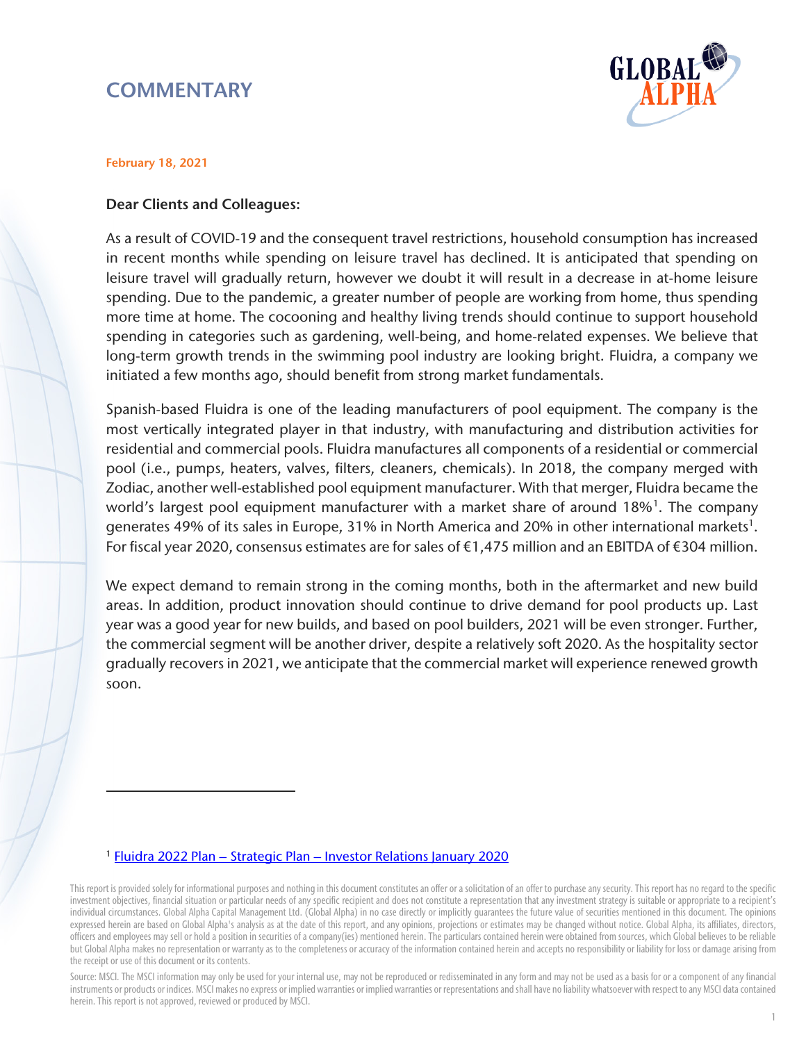# COMMENTARY

**February 18, 2021**

**Dear Clients and Colleagues:**

As a result of COVID-19 and the consequent travel restrictions, household consumption has increased in recent months while spending on leisure travel has declined. It is anticipated that spending on leisure travel will gradually return, however we doubt it will result in a decrease in at-home leisure spending. Due to the pandemic, a greater number of people are working from home, thus spending more time at home. The cocooning and healthy living trends should continue to support household spending in categories such as gardening, well-being, and home-related expenses. We believe that long-term growth trends in the swimming pool industry are looking bright. Fluidra, a company we initiated a few months ago, should benefit from strong market fundamentals.

Spanish-based Fluidra is one of the leading manufacturers of pool equipment. The company is the most vertically integrated player in that industry, with manufacturing and distribution activities for residential and commercial pools. Fluidra manufactures all components of a residential or commercial pool (i.e., pumps, heaters, valves, filters, cleaners, chemicals). In 2018, the company merged with Zodiac, another well-established pool equipment manufacturer. With that merger, Fluidra became the world's largest pool equipment manufacturer with a market share of around 18%[1]. The company generates 49% of its sales in Europe, 31% in North America and 20% in other international markets[1]. For fiscal year 2020, consensus estimates are for sales of €1,475 million and an EBITDA of €304 million.

We expect demand to remain strong in the coming months, both in the aftermarket and new build areas. In addition, product innovation should continue to drive demand for pool products up. Last year was a good year for new builds, and based on pool builders, 2021 will be even stronger. Further, the commercial segment will be another driver, despite a relatively soft 2020. As the hospitality sector gradually recovers in 2021, we anticipate that the commercial market will experience renewed growth soon.

---

[1] Fluidra 2022 Plan – Strategic Plan – Investor Relations January 2020

This report is provided solely for informational purposes and nothing in this document constitutes an offer or a solicitation of an offer to purchase any security. This report has no regard to the specific investment objectives, financial situation or particular needs of any specific recipient and does not constitute a representation that any investment strategy is suitable or appropriate to a recipient's individual circumstances. Global Alpha Capital Management Ltd. (Global Alpha) in no case directly or implicitly guarantees the future value of securities mentioned in this document. The opinions expressed herein are based on Global Alpha's analysis as at the date of this report, and any opinions, projections or estimates may be changed without notice. Global Alpha, its affiliates, directors, officers and employees may sell or hold a position in securities of a company(ies) mentioned herein. The particulars contained herein were obtained from sources, which Global believes to be reliable but Global Alpha makes no representation or warranty as to the completeness or accuracy of the information contained herein and accepts no responsibility or liability for loss or damage arising from the receipt or use of this document or its contents.

Source: MSCI. The MSCI information may only be used for your internal use, may not be reproduced or redisseminated in any form and may not be used as a basis for or a component of any financial instruments or products or indices. MSCI makes no express or implied warranties or representations and shall have no liability whatsoever with respect to any MSCI data contained herein. This report is not approved, reviewed or produced by MSCI.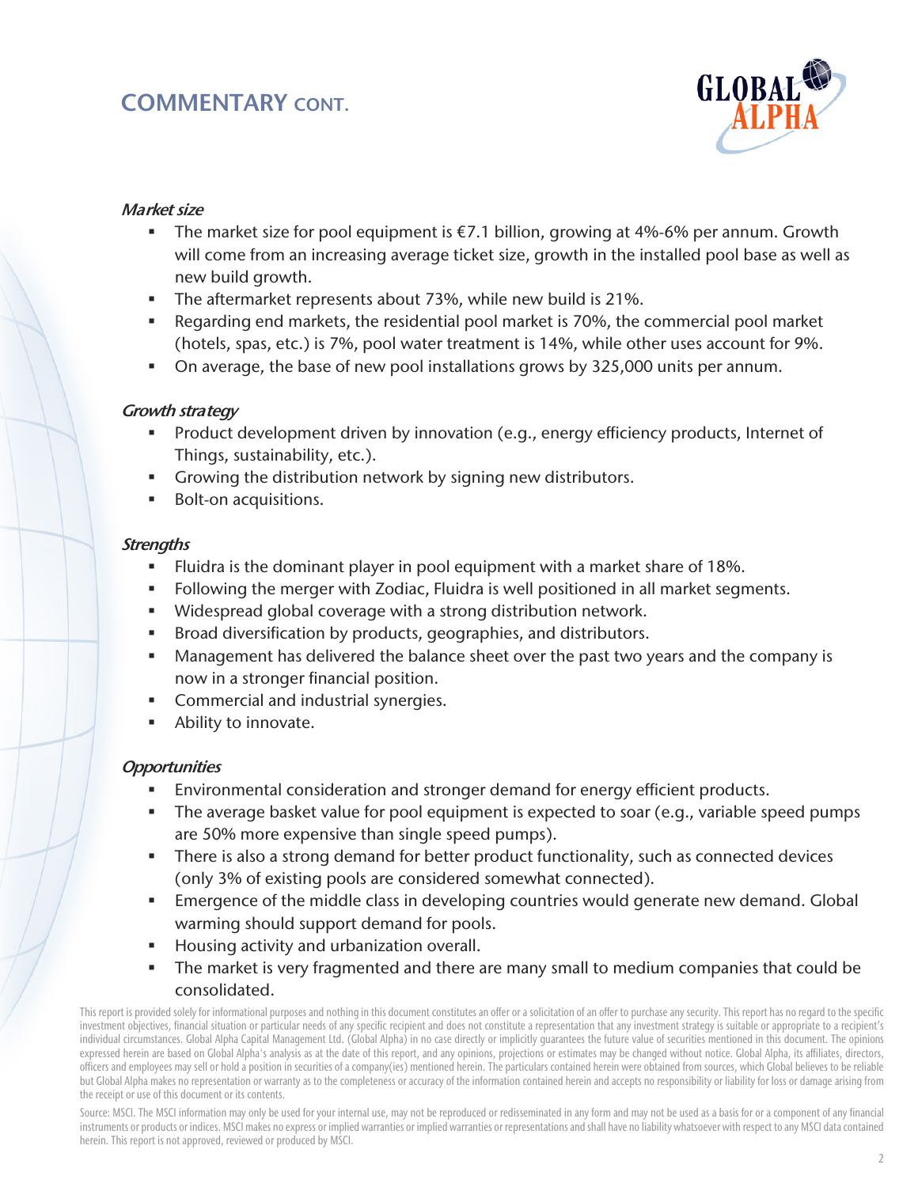## COMMENTARY CONT.

*Market size*

- The market size for pool equipment is €7.1 billion, growing at 4%-6% per annum. Growth will come from an increasing average ticket size, growth in the installed pool base as well as new build growth.
- The aftermarket represents about 73%, while new build is 21%.
- Regarding end markets, the residential pool market is 70%, the commercial pool market (hotels, spas, etc.) is 7%, pool water treatment is 14%, while other uses account for 9%.
- On average, the base of new pool installations grows by 325,000 units per annum.

*Growth strategy*

- Product development driven by innovation (e.g., energy efficiency products, Internet of Things, sustainability, etc.).
- Growing the distribution network by signing new distributors.
- Bolt-on acquisitions.

*Strengths*

- Fluidra is the dominant player in pool equipment with a market share of 18%.
- Following the merger with Zodiac, Fluidra is well positioned in all market segments.
- Widespread global coverage with a strong distribution network.
- Broad diversification by products, geographies, and distributors.
- Management has delivered the balance sheet over the past two years and the company is now in a stronger financial position.
- Commercial and industrial synergies.
- Ability to innovate.

*Opportunities*

- Environmental consideration and stronger demand for energy efficient products.
- The average basket value for pool equipment is expected to soar (e.g., variable speed pumps are 50% more expensive than single speed pumps).
- There is also a strong demand for better product functionality, such as connected devices (only 3% of existing pools are considered somewhat connected).
- Emergence of the middle class in developing countries would generate new demand. Global warming should support demand for pools.
- Housing activity and urbanization overall.
- The market is very fragmented and there are many small to medium companies that could be consolidated.

This report is provided solely for informational purposes and nothing in this document constitutes an offer or a solicitation of an offer to purchase any security. This report has no regard to the specific investment objectives, financial situation or particular needs of any specific recipient and does not constitute a representation that any investment strategy is suitable or appropriate to a recipient's individual circumstances. Global Alpha Capital Management Ltd. (Global Alpha) in no case directly or implicitly guarantees the future value of securities mentioned in this document. The opinions expressed herein are based on Global Alpha's analysis as at the date of this report, and any opinions, projections or estimates may be changed without notice. Global Alpha, its affiliates, directors, officers and employees may sell or hold a position in securities of a company(ies) mentioned herein. The particulars contained herein were obtained from sources, which Global believes to be reliable but Global Alpha makes no representation or warranty as to the completeness or accuracy of the information contained herein and accepts no responsibility or liability for loss or damage arising from the receipt or use of this document or its contents.

Source: MSCI. The MSCI information may only be used for your internal use, may not be reproduced or redisseminated in any form and may not be used as a basis for or a component of any financial instruments or products or indices. MSCI makes no express or implied warranties or implied warranties or representations and shall have no liability whatsoever with respect to any MSCI data contained herein. This report is not approved, reviewed or produced by MSCI.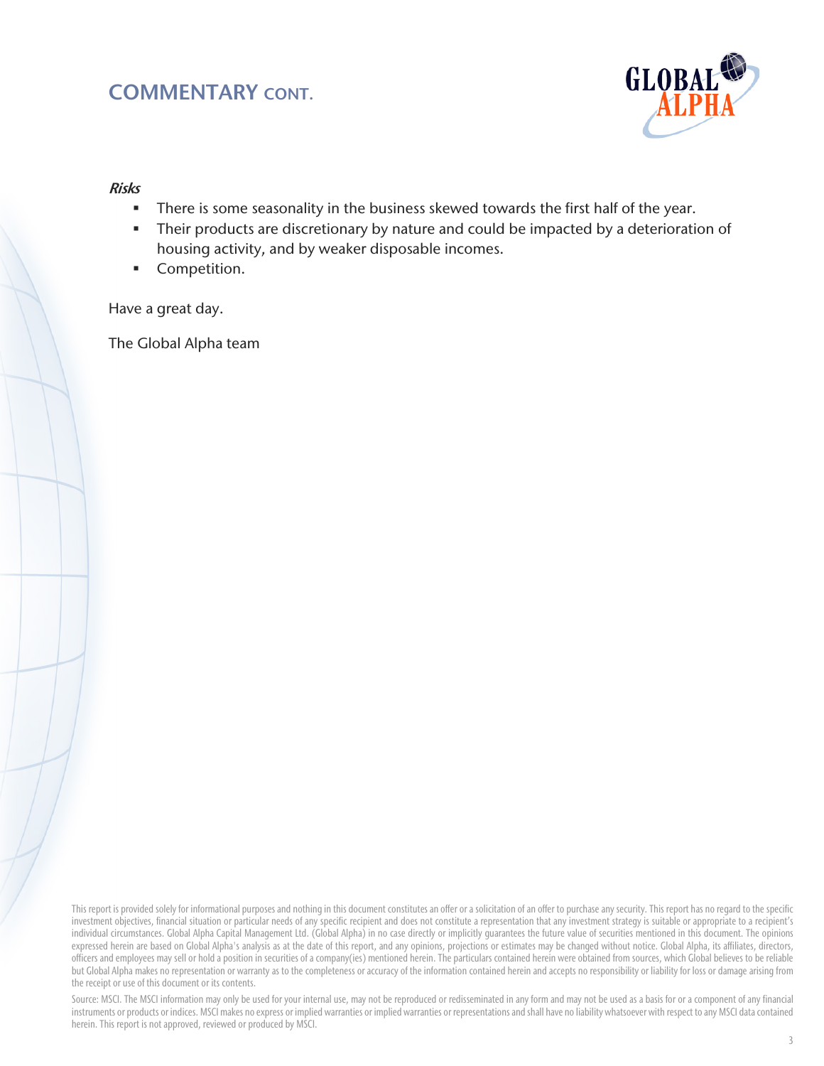## COMMENTARY CONT.

***Risks***

- There is some seasonality in the business skewed towards the first half of the year.
- Their products are discretionary by nature and could be impacted by a deterioration of housing activity, and by weaker disposable incomes.
- Competition.

Have a great day.

The Global Alpha team

This report is provided solely for informational purposes and nothing in this document constitutes an offer or a solicitation of an offer to purchase any security. This report has no regard to the specific investment objectives, financial situation or particular needs of any specific recipient and does not constitute a representation that any investment strategy is suitable or appropriate to a recipient's individual circumstances. Global Alpha Capital Management Ltd. (Global Alpha) in no case directly or implicitly guarantees the future value of securities mentioned in this document. The opinions expressed herein are based on Global Alpha's analysis as at the date of this report, and any opinions, projections or estimates may be changed without notice. Global Alpha, its affiliates, directors, officers and employees may sell or hold a position in securities of a company(ies) mentioned herein. The particulars contained herein were obtained from sources, which Global believes to be reliable but Global Alpha makes no representation or warranty as to the completeness or accuracy of the information contained herein and accepts no responsibility or liability for loss or damage arising from the receipt or use of this document or its contents.

Source: MSCI. The MSCI information may only be used for your internal use, may not be reproduced or redisseminated in any form and may not be used as a basis for or a component of any financial instruments or products or indices. MSCI makes no express or implied warranties or implied warranties or representations and shall have no liability whatsoever with respect to any MSCI data contained herein. This report is not approved, reviewed or produced by MSCI.